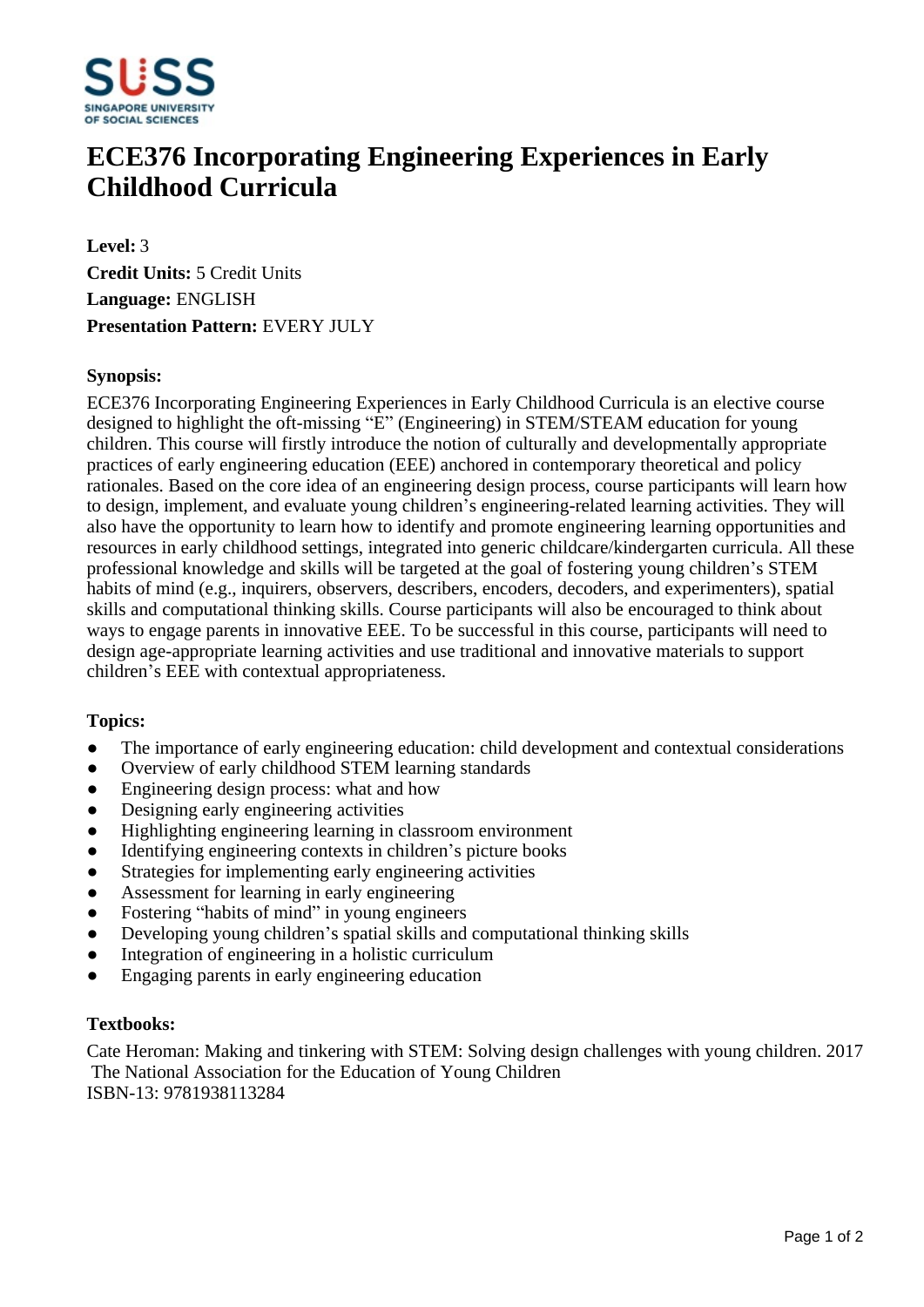# ECE376 Incorporating Engineering Experiences in Early Childhood Curricula

**Level:** 3
**Credit Units:** 5 Credit Units
**Language:** ENGLISH
**Presentation Pattern:** EVERY JULY

**Synopsis:**

ECE376 Incorporating Engineering Experiences in Early Childhood Curricula is an elective course designed to highlight the oft-missing “E” (Engineering) in STEM/STEAM education for young children. This course will firstly introduce the notion of culturally and developmentally appropriate practices of early engineering education (EEE) anchored in contemporary theoretical and policy rationales. Based on the core idea of an engineering design process, course participants will learn how to design, implement, and evaluate young children’s engineering-related learning activities. They will also have the opportunity to learn how to identify and promote engineering learning opportunities and resources in early childhood settings, integrated into generic childcare/kindergarten curricula. All these professional knowledge and skills will be targeted at the goal of fostering young children’s STEM habits of mind (e.g., inquirers, observers, describers, encoders, decoders, and experimenters), spatial skills and computational thinking skills. Course participants will also be encouraged to think about ways to engage parents in innovative EEE. To be successful in this course, participants will need to design age-appropriate learning activities and use traditional and innovative materials to support children’s EEE with contextual appropriateness.

**Topics:**

- The importance of early engineering education: child development and contextual considerations
- Overview of early childhood STEM learning standards
- Engineering design process: what and how
- Designing early engineering activities
- Highlighting engineering learning in classroom environment
- Identifying engineering contexts in children’s picture books
- Strategies for implementing early engineering activities
- Assessment for learning in early engineering
- Fostering “habits of mind” in young engineers
- Developing young children’s spatial skills and computational thinking skills
- Integration of engineering in a holistic curriculum
- Engaging parents in early engineering education

**Textbooks:**

Cate Heroman: Making and tinkering with STEM: Solving design challenges with young children. 2017
The National Association for the Education of Young Children
ISBN-13: 9781938113284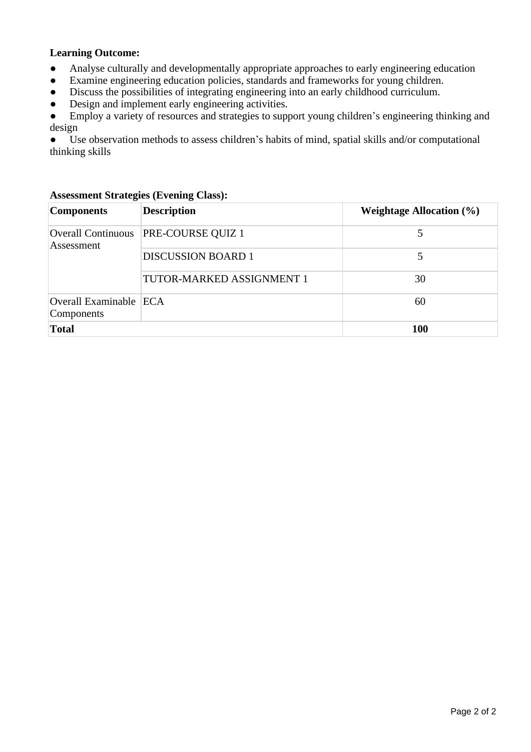**Learning Outcome:**

- Analyse culturally and developmentally appropriate approaches to early engineering education
- Examine engineering education policies, standards and frameworks for young children.
- Discuss the possibilities of integrating engineering into an early childhood curriculum.
- Design and implement early engineering activities.
- Employ a variety of resources and strategies to support young children's engineering thinking and design
- Use observation methods to assess children's habits of mind, spatial skills and/or computational thinking skills

**Assessment Strategies (Evening Class):**

| **Components** | **Description** | **Weightage Allocation (%)** |
|---|---|---|
| Overall Continuous Assessment | PRE-COURSE QUIZ 1 | 5 |
| | DISCUSSION BOARD 1 | 5 |
| | TUTOR-MARKED ASSIGNMENT 1 | 30 |
| Overall Examinable Components | ECA | 60 |
| **Total** | | **100** |